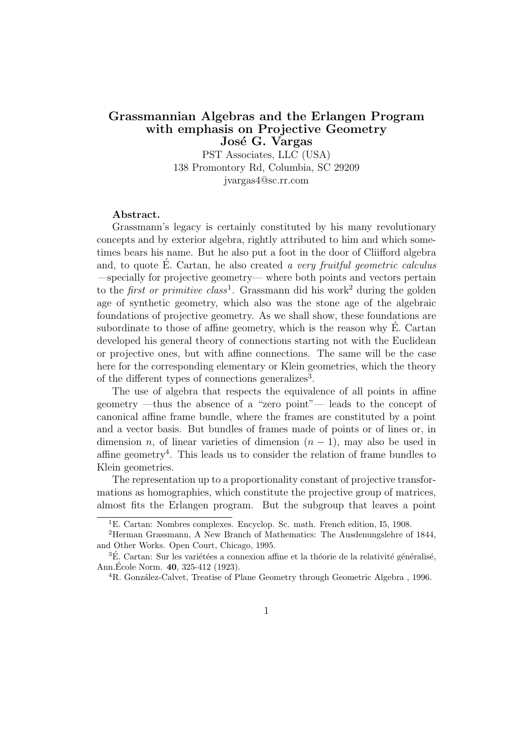# Grassmannian Algebras and the Erlangen Program with emphasis on Projective Geometry

**José G. Vargas**

PST Associates, LLC (USA)
138 Promontory Rd, Columbia, SC 29209
jvargas4@sc.rr.com

**Abstract.**

Grassmann's legacy is certainly constituted by his many revolutionary concepts and by exterior algebra, rightly attributed to him and which sometimes bears his name. But he also put a foot in the door of Cliifford algebra and, to quote É. Cartan, he also created *a very fruitful geometric calculus* —specially for projective geometry— where both points and vectors pertain to the *first or primitive class*[1]. Grassmann did his work[2] during the golden age of synthetic geometry, which also was the stone age of the algebraic foundations of projective geometry. As we shall show, these foundations are subordinate to those of affine geometry, which is the reason why É. Cartan developed his general theory of connections starting not with the Euclidean or projective ones, but with affine connections. The same will be the case here for the corresponding elementary or Klein geometries, which the theory of the different types of connections generalizes[3].

The use of algebra that respects the equivalence of all points in affine geometry —thus the absence of a "zero point"— leads to the concept of canonical affine frame bundle, where the frames are constituted by a point and a vector basis. But bundles of frames made of points or of lines or, in dimension $n$, of linear varieties of dimension $(n-1)$, may also be used in affine geometry[4]. This leads us to consider the relation of frame bundles to Klein geometries.

The representation up to a proportionality constant of projective transformations as homographies, which constitute the projective group of matrices, almost fits the Erlangen program. But the subgroup that leaves a point

---

[1] E. Cartan: Nombres complexes. Encyclop. Sc. math. French edition, I5, 1908.

[2] Herman Grassmann, A New Branch of Mathematics: The Ausdenungslehre of 1844, and Other Works. Open Court, Chicago, 1995.

[3] É. Cartan: Sur les variétées a connexion affine et la théorie de la relativité généralisé, Ann.École Norm. **40**, 325-412 (1923).

[4] R. González-Calvet, Treatise of Plane Geometry through Geometric Algebra , 1996.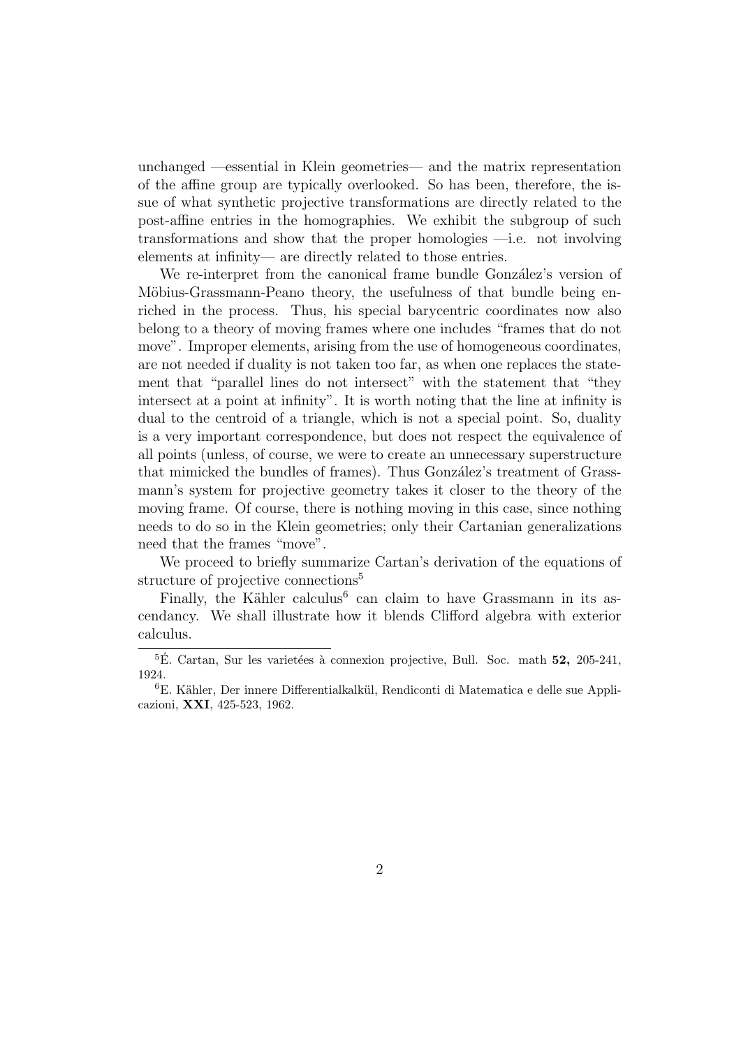unchanged —essential in Klein geometries— and the matrix representation of the affine group are typically overlooked. So has been, therefore, the issue of what synthetic projective transformations are directly related to the post-affine entries in the homographies. We exhibit the subgroup of such transformations and show that the proper homologies —i.e. not involving elements at infinity— are directly related to those entries.

We re-interpret from the canonical frame bundle González's version of Möbius-Grassmann-Peano theory, the usefulness of that bundle being enriched in the process. Thus, his special barycentric coordinates now also belong to a theory of moving frames where one includes "frames that do not move". Improper elements, arising from the use of homogeneous coordinates, are not needed if duality is not taken too far, as when one replaces the statement that "parallel lines do not intersect" with the statement that "they intersect at a point at infinity". It is worth noting that the line at infinity is dual to the centroid of a triangle, which is not a special point. So, duality is a very important correspondence, but does not respect the equivalence of all points (unless, of course, we were to create an unnecessary superstructure that mimicked the bundles of frames). Thus González's treatment of Grassmann's system for projective geometry takes it closer to the theory of the moving frame. Of course, there is nothing moving in this case, since nothing needs to do so in the Klein geometries; only their Cartanian generalizations need that the frames "move".

We proceed to briefly summarize Cartan's derivation of the equations of structure of projective connections[5]

Finally, the Kähler calculus[6] can claim to have Grassmann in its ascendancy. We shall illustrate how it blends Clifford algebra with exterior calculus.

---

[5] É. Cartan, Sur les varietées à connexion projective, Bull. Soc. math **52,** 205-241, 1924.

[6] E. Kähler, Der innere Differentialkalkül, Rendiconti di Matematica e delle sue Applicazioni, **XXI**, 425-523, 1962.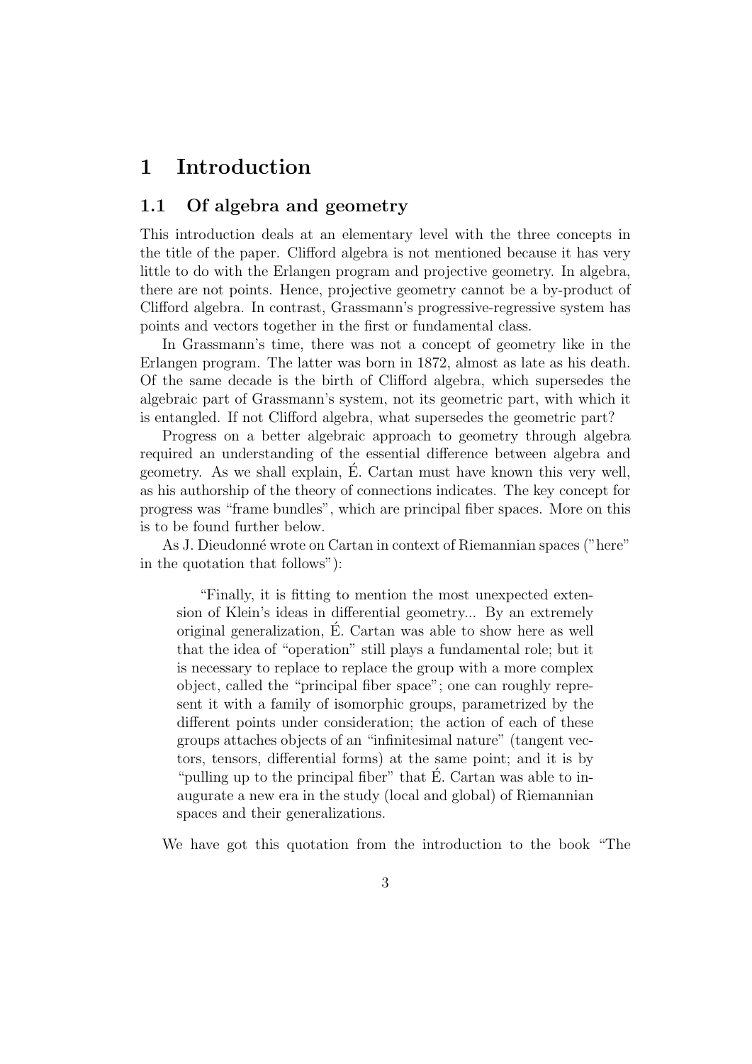# 1 Introduction

## 1.1 Of algebra and geometry

This introduction deals at an elementary level with the three concepts in the title of the paper. Clifford algebra is not mentioned because it has very little to do with the Erlangen program and projective geometry. In algebra, there are not points. Hence, projective geometry cannot be a by-product of Clifford algebra. In contrast, Grassmann's progressive-regressive system has points and vectors together in the first or fundamental class.

In Grassmann's time, there was not a concept of geometry like in the Erlangen program. The latter was born in 1872, almost as late as his death. Of the same decade is the birth of Clifford algebra, which supersedes the algebraic part of Grassmann's system, not its geometric part, with which it is entangled. If not Clifford algebra, what supersedes the geometric part?

Progress on a better algebraic approach to geometry through algebra required an understanding of the essential difference between algebra and geometry. As we shall explain, É. Cartan must have known this very well, as his authorship of the theory of connections indicates. The key concept for progress was "frame bundles", which are principal fiber spaces. More on this is to be found further below.

As J. Dieudonné wrote on Cartan in context of Riemannian spaces ("here" in the quotation that follows"):

> "Finally, it is fitting to mention the most unexpected extension of Klein's ideas in differential geometry... By an extremely original generalization, É. Cartan was able to show here as well that the idea of "operation" still plays a fundamental role; but it is necessary to replace to replace the group with a more complex object, called the "principal fiber space"; one can roughly represent it with a family of isomorphic groups, parametrized by the different points under consideration; the action of each of these groups attaches objects of an "infinitesimal nature" (tangent vectors, tensors, differential forms) at the same point; and it is by "pulling up to the principal fiber" that É. Cartan was able to inaugurate a new era in the study (local and global) of Riemannian spaces and their generalizations.

We have got this quotation from the introduction to the book "The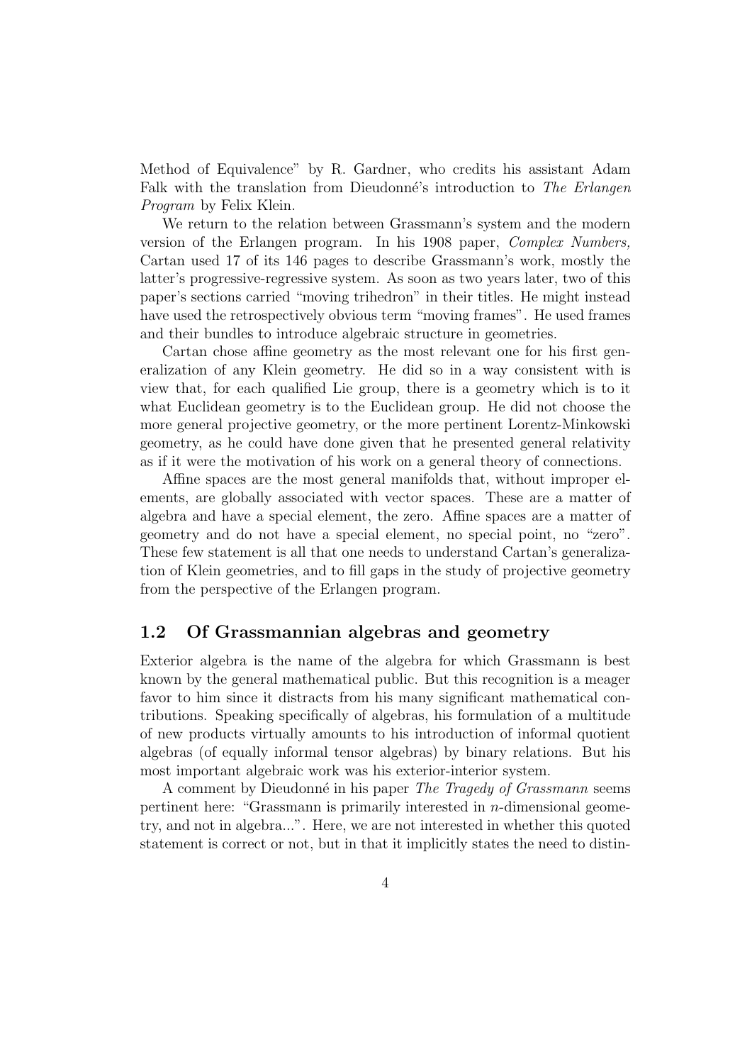Method of Equivalence" by R. Gardner, who credits his assistant Adam Falk with the translation from Dieudonné's introduction to *The Erlangen Program* by Felix Klein.

We return to the relation between Grassmann's system and the modern version of the Erlangen program. In his 1908 paper, *Complex Numbers,* Cartan used 17 of its 146 pages to describe Grassmann's work, mostly the latter's progressive-regressive system. As soon as two years later, two of this paper's sections carried "moving trihedron" in their titles. He might instead have used the retrospectively obvious term "moving frames". He used frames and their bundles to introduce algebraic structure in geometries.

Cartan chose affine geometry as the most relevant one for his first generalization of any Klein geometry. He did so in a way consistent with is view that, for each qualified Lie group, there is a geometry which is to it what Euclidean geometry is to the Euclidean group. He did not choose the more general projective geometry, or the more pertinent Lorentz-Minkowski geometry, as he could have done given that he presented general relativity as if it were the motivation of his work on a general theory of connections.

Affine spaces are the most general manifolds that, without improper elements, are globally associated with vector spaces. These are a matter of algebra and have a special element, the zero. Affine spaces are a matter of geometry and do not have a special element, no special point, no "zero". These few statement is all that one needs to understand Cartan's generalization of Klein geometries, and to fill gaps in the study of projective geometry from the perspective of the Erlangen program.

## 1.2 Of Grassmannian algebras and geometry

Exterior algebra is the name of the algebra for which Grassmann is best known by the general mathematical public. But this recognition is a meager favor to him since it distracts from his many significant mathematical contributions. Speaking specifically of algebras, his formulation of a multitude of new products virtually amounts to his introduction of informal quotient algebras (of equally informal tensor algebras) by binary relations. But his most important algebraic work was his exterior-interior system.

A comment by Dieudonné in his paper *The Tragedy of Grassmann* seems pertinent here: "Grassmann is primarily interested in $n$-dimensional geometry, and not in algebra...". Here, we are not interested in whether this quoted statement is correct or not, but in that it implicitly states the need to distin-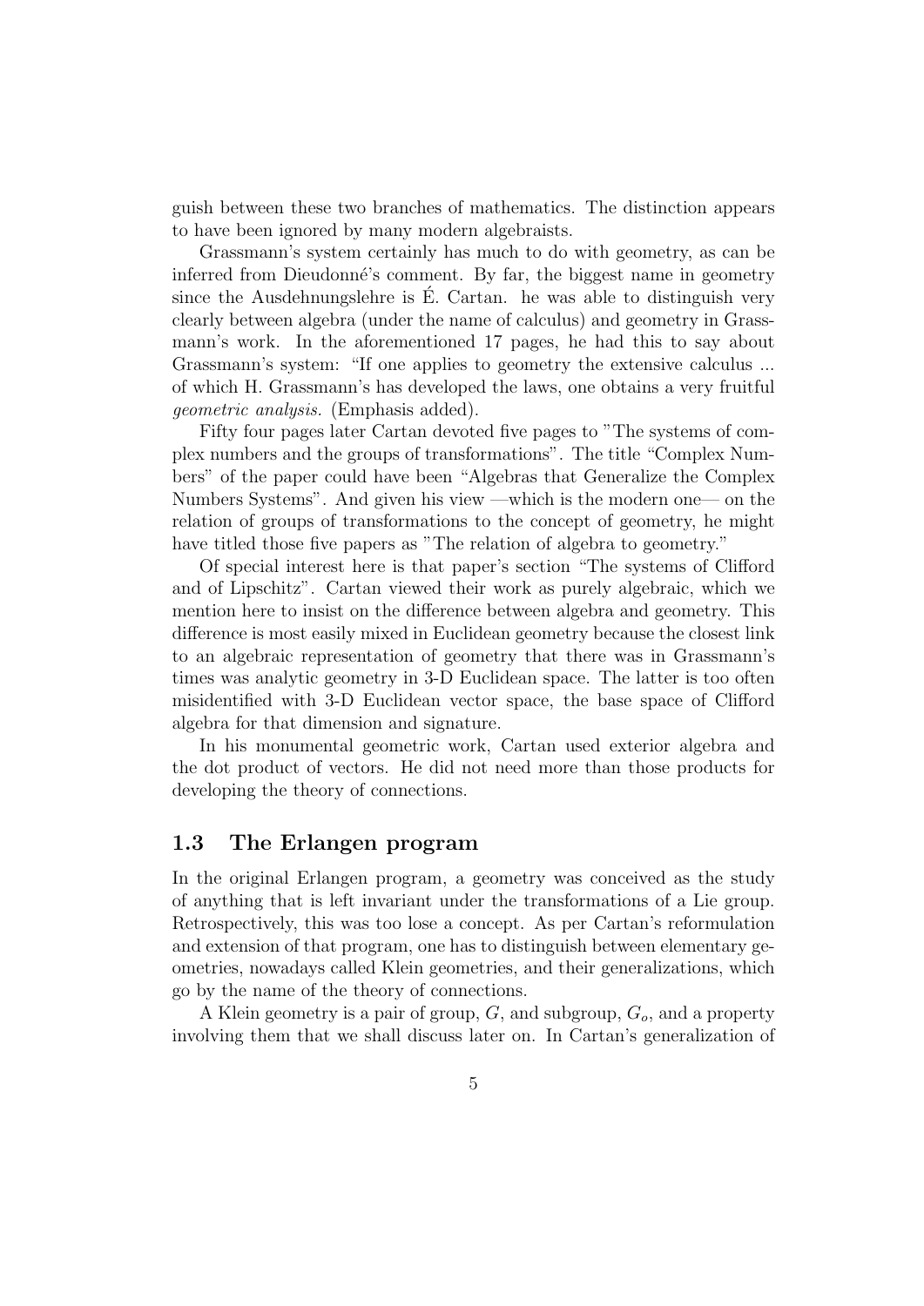guish between these two branches of mathematics. The distinction appears to have been ignored by many modern algebraists.

Grassmann's system certainly has much to do with geometry, as can be inferred from Dieudonné's comment. By far, the biggest name in geometry since the Ausdehnungslehre is É. Cartan. he was able to distinguish very clearly between algebra (under the name of calculus) and geometry in Grassmann's work. In the aforementioned 17 pages, he had this to say about Grassmann's system: "If one applies to geometry the extensive calculus ... of which H. Grassmann's has developed the laws, one obtains a very fruitful *geometric analysis*. (Emphasis added).

Fifty four pages later Cartan devoted five pages to "The systems of complex numbers and the groups of transformations". The title "Complex Numbers" of the paper could have been "Algebras that Generalize the Complex Numbers Systems". And given his view —which is the modern one— on the relation of groups of transformations to the concept of geometry, he might have titled those five papers as "The relation of algebra to geometry."

Of special interest here is that paper's section "The systems of Clifford and of Lipschitz". Cartan viewed their work as purely algebraic, which we mention here to insist on the difference between algebra and geometry. This difference is most easily mixed in Euclidean geometry because the closest link to an algebraic representation of geometry that there was in Grassmann's times was analytic geometry in 3-D Euclidean space. The latter is too often misidentified with 3-D Euclidean vector space, the base space of Clifford algebra for that dimension and signature.

In his monumental geometric work, Cartan used exterior algebra and the dot product of vectors. He did not need more than those products for developing the theory of connections.

## 1.3 The Erlangen program

In the original Erlangen program, a geometry was conceived as the study of anything that is left invariant under the transformations of a Lie group. Retrospectively, this was too lose a concept. As per Cartan's reformulation and extension of that program, one has to distinguish between elementary geometries, nowadays called Klein geometries, and their generalizations, which go by the name of the theory of connections.

A Klein geometry is a pair of group, $G$, and subgroup, $G_o$, and a property involving them that we shall discuss later on. In Cartan's generalization of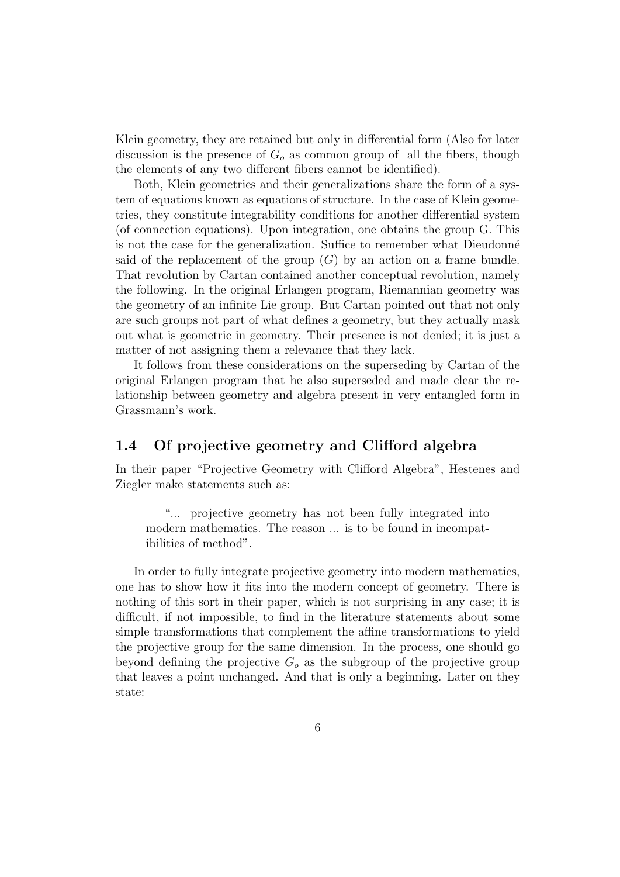Klein geometry, they are retained but only in differential form (Also for later discussion is the presence of $G_o$ as common group of all the fibers, though the elements of any two different fibers cannot be identified).

Both, Klein geometries and their generalizations share the form of a system of equations known as equations of structure. In the case of Klein geometries, they constitute integrability conditions for another differential system (of connection equations). Upon integration, one obtains the group G. This is not the case for the generalization. Suffice to remember what Dieudonné said of the replacement of the group $(G)$ by an action on a frame bundle. That revolution by Cartan contained another conceptual revolution, namely the following. In the original Erlangen program, Riemannian geometry was the geometry of an infinite Lie group. But Cartan pointed out that not only are such groups not part of what defines a geometry, but they actually mask out what is geometric in geometry. Their presence is not denied; it is just a matter of not assigning them a relevance that they lack.

It follows from these considerations on the superseding by Cartan of the original Erlangen program that he also superseded and made clear the relationship between geometry and algebra present in very entangled form in Grassmann's work.

## 1.4 Of projective geometry and Clifford algebra

In their paper "Projective Geometry with Clifford Algebra", Hestenes and Ziegler make statements such as:

> "... projective geometry has not been fully integrated into modern mathematics. The reason ... is to be found in incompatibilities of method".

In order to fully integrate projective geometry into modern mathematics, one has to show how it fits into the modern concept of geometry. There is nothing of this sort in their paper, which is not surprising in any case; it is difficult, if not impossible, to find in the literature statements about some simple transformations that complement the affine transformations to yield the projective group for the same dimension. In the process, one should go beyond defining the projective $G_o$ as the subgroup of the projective group that leaves a point unchanged. And that is only a beginning. Later on they state: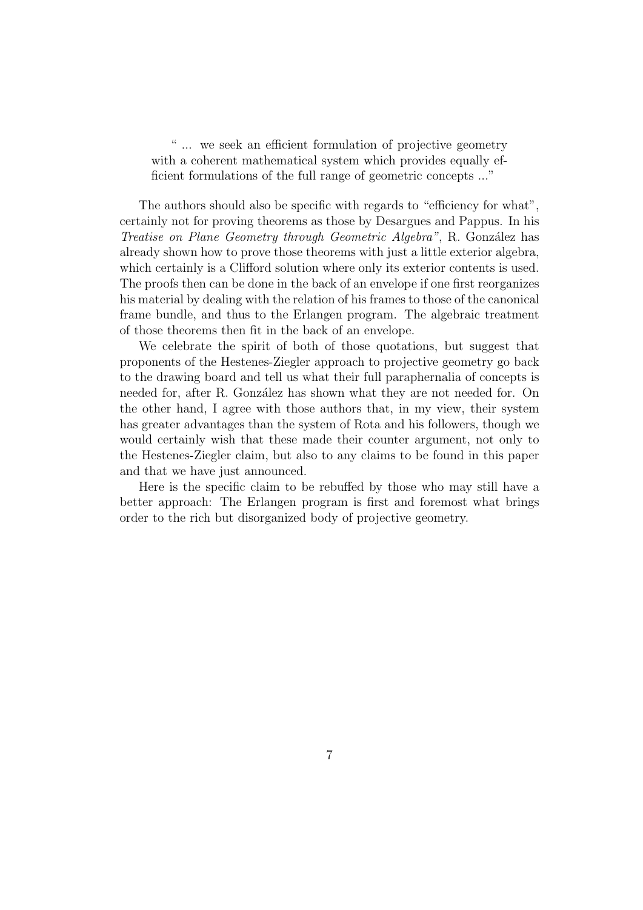> " ... we seek an efficient formulation of projective geometry with a coherent mathematical system which provides equally efficient formulations of the full range of geometric concepts ..."

The authors should also be specific with regards to "efficiency for what", certainly not for proving theorems as those by Desargues and Pappus. In his *Treatise on Plane Geometry through Geometric Algebra"*, R. González has already shown how to prove those theorems with just a little exterior algebra, which certainly is a Clifford solution where only its exterior contents is used. The proofs then can be done in the back of an envelope if one first reorganizes his material by dealing with the relation of his frames to those of the canonical frame bundle, and thus to the Erlangen program. The algebraic treatment of those theorems then fit in the back of an envelope.

We celebrate the spirit of both of those quotations, but suggest that proponents of the Hestenes-Ziegler approach to projective geometry go back to the drawing board and tell us what their full paraphernalia of concepts is needed for, after R. González has shown what they are not needed for. On the other hand, I agree with those authors that, in my view, their system has greater advantages than the system of Rota and his followers, though we would certainly wish that these made their counter argument, not only to the Hestenes-Ziegler claim, but also to any claims to be found in this paper and that we have just announced.

Here is the specific claim to be rebuffed by those who may still have a better approach: The Erlangen program is first and foremost what brings order to the rich but disorganized body of projective geometry.